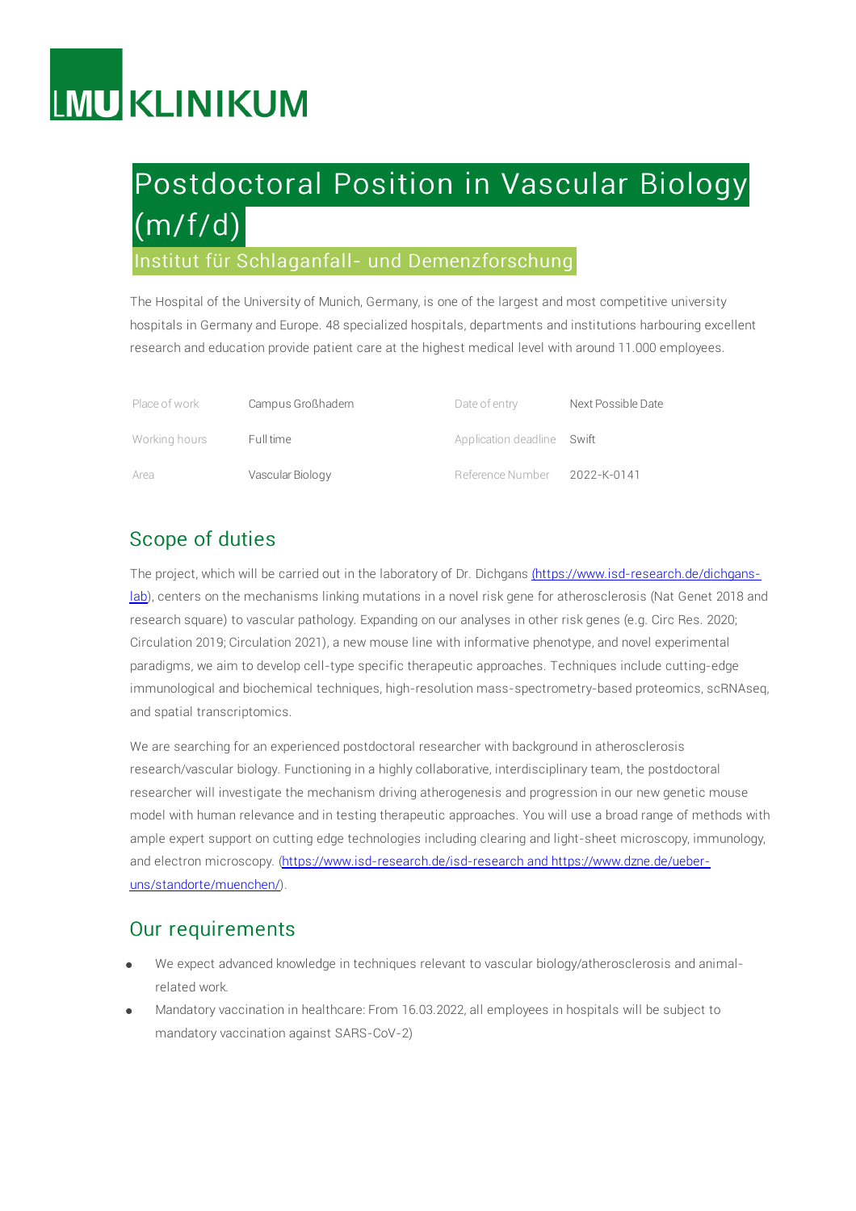LMU KLINIKUM

# Postdoctoral Position in Vascular Biology (m/f/d)

## Institut für Schlaganfall- und Demenzforschung

The Hospital of the University of Munich, Germany, is one of the largest and most competitive university hospitals in Germany and Europe. 48 specialized hospitals, departments and institutions harbouring excellent research and education provide patient care at the highest medical level with around 11.000 employees.

| | | | |
|---|---|---|---|
| Place of work | Campus Großhadern | Date of entry | Next Possible Date |
| Working hours | Full time | Application deadline | Swift |
| Area | Vascular Biology | Reference Number | 2022-K-0141 |

## Scope of duties

The project, which will be carried out in the laboratory of Dr. Dichgans (https://www.isd-research.de/dichgans-lab), centers on the mechanisms linking mutations in a novel risk gene for atherosclerosis (Nat Genet 2018 and research square) to vascular pathology. Expanding on our analyses in other risk genes (e.g. Circ Res. 2020; Circulation 2019; Circulation 2021), a new mouse line with informative phenotype, and novel experimental paradigms, we aim to develop cell-type specific therapeutic approaches. Techniques include cutting-edge immunological and biochemical techniques, high-resolution mass-spectrometry-based proteomics, scRNAseq, and spatial transcriptomics.

We are searching for an experienced postdoctoral researcher with background in atherosclerosis research/vascular biology. Functioning in a highly collaborative, interdisciplinary team, the postdoctoral researcher will investigate the mechanism driving atherogenesis and progression in our new genetic mouse model with human relevance and in testing therapeutic approaches. You will use a broad range of methods with ample expert support on cutting edge technologies including clearing and light-sheet microscopy, immunology, and electron microscopy. (https://www.isd-research.de/isd-research and https://www.dzne.de/ueber-uns/standorte/muenchen/).

## Our requirements

- We expect advanced knowledge in techniques relevant to vascular biology/atherosclerosis and animal-related work.
- Mandatory vaccination in healthcare: From 16.03.2022, all employees in hospitals will be subject to mandatory vaccination against SARS-CoV-2)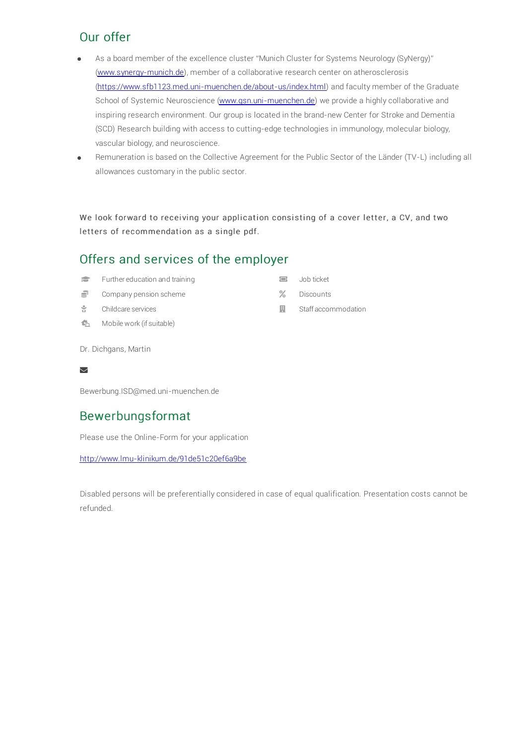## Our offer

- As a board member of the excellence cluster "Munich Cluster for Systems Neurology (SyNergy)" (www.synergy-munich.de), member of a collaborative research center on atherosclerosis (https://www.sfb1123.med.uni-muenchen.de/about-us/index.html) and faculty member of the Graduate School of Systemic Neuroscience (www.gsn.uni-muenchen.de) we provide a highly collaborative and inspiring research environment. Our group is located in the brand-new Center for Stroke and Dementia (SCD) Research building with access to cutting-edge technologies in immunology, molecular biology, vascular biology, and neuroscience.
- Remuneration is based on the Collective Agreement for the Public Sector of the Länder (TV-L) including all allowances customary in the public sector.

We look forward to receiving your application consisting of a cover letter, a CV, and two letters of recommendation as a single pdf.

## Offers and services of the employer

- Further education and training
- Company pension scheme
- Childcare services
- Mobile work (if suitable)
- Job ticket
- Discounts
- Staff accommodation

Dr. Dichgans, Martin

Bewerbung.ISD@med.uni-muenchen.de

## Bewerbungsformat

Please use the Online-Form for your application

http://www.lmu-klinikum.de/91de51c20ef6a9be

Disabled persons will be preferentially considered in case of equal qualification. Presentation costs cannot be refunded.